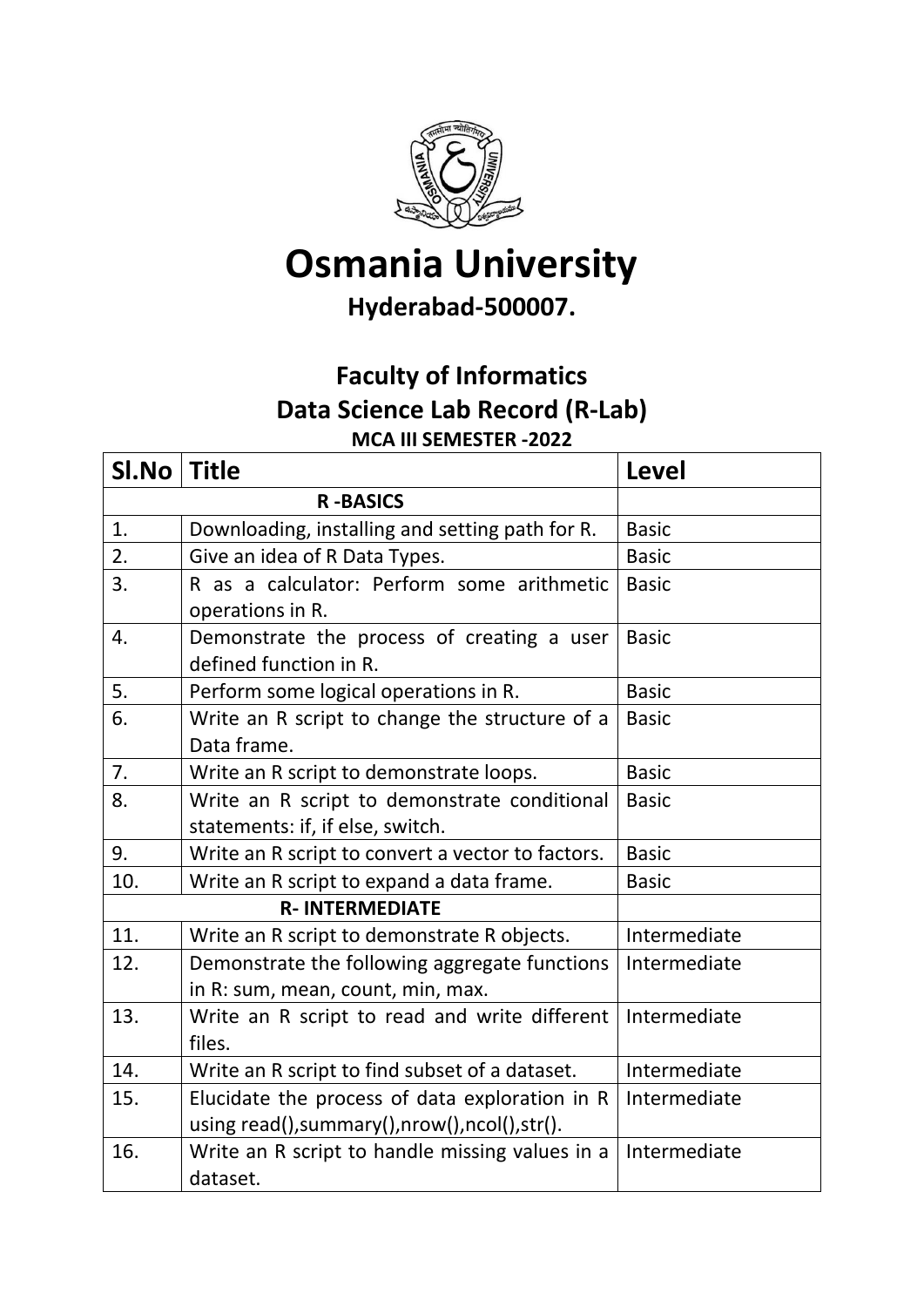# Osmania University

## Hyderabad-500007.

## Faculty of Informatics

## Data Science Lab Record (R-Lab)

**MCA III SEMESTER -2022**

| Sl.No | Title | Level |
|---|---|---|
| | **R -BASICS** | |
| 1. | Downloading, installing and setting path for R. | Basic |
| 2. | Give an idea of R Data Types. | Basic |
| 3. | R as a calculator: Perform some arithmetic operations in R. | Basic |
| 4. | Demonstrate the process of creating a user defined function in R. | Basic |
| 5. | Perform some logical operations in R. | Basic |
| 6. | Write an R script to change the structure of a Data frame. | Basic |
| 7. | Write an R script to demonstrate loops. | Basic |
| 8. | Write an R script to demonstrate conditional statements: if, if else, switch. | Basic |
| 9. | Write an R script to convert a vector to factors. | Basic |
| 10. | Write an R script to expand a data frame. | Basic |
| | **R- INTERMEDIATE** | |
| 11. | Write an R script to demonstrate R objects. | Intermediate |
| 12. | Demonstrate the following aggregate functions in R: sum, mean, count, min, max. | Intermediate |
| 13. | Write an R script to read and write different files. | Intermediate |
| 14. | Write an R script to find subset of a dataset. | Intermediate |
| 15. | Elucidate the process of data exploration in R using read(),summary(),nrow(),ncol(),str(). | Intermediate |
| 16. | Write an R script to handle missing values in a dataset. | Intermediate |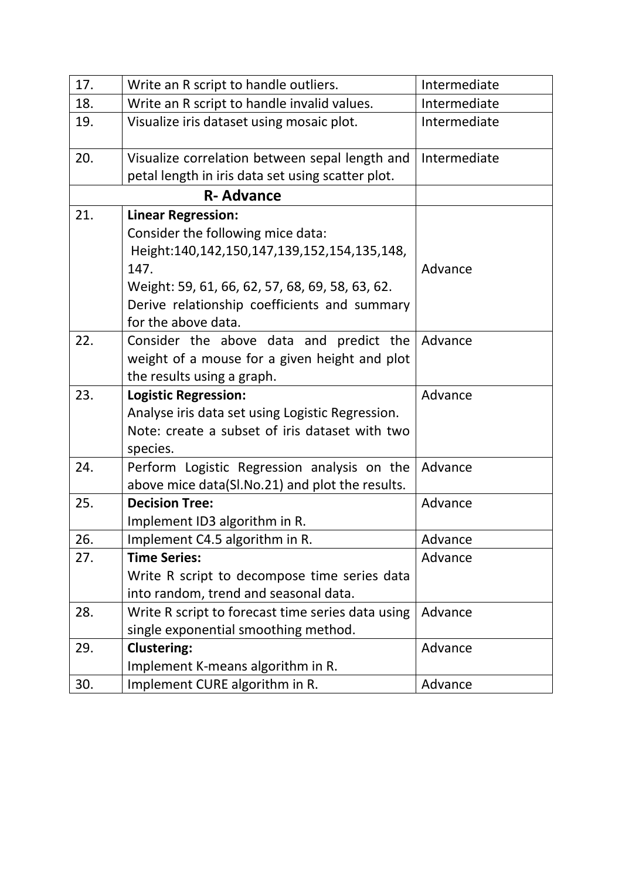| | | |
|---|---|---|
| 17. | Write an R script to handle outliers. | Intermediate |
| 18. | Write an R script to handle invalid values. | Intermediate |
| 19. | Visualize iris dataset using mosaic plot. | Intermediate |
| 20. | Visualize correlation between sepal length and petal length in iris data set using scatter plot. | Intermediate |
| | **R- Advance** | |
| 21. | **Linear Regression:**<br>Consider the following mice data:<br>Height:140,142,150,147,139,152,154,135,148, 147.<br>Weight: 59, 61, 66, 62, 57, 68, 69, 58, 63, 62.<br>Derive relationship coefficients and summary for the above data. | Advance |
| 22. | Consider the above data and predict the weight of a mouse for a given height and plot the results using a graph. | Advance |
| 23. | **Logistic Regression:**<br>Analyse iris data set using Logistic Regression.<br>Note: create a subset of iris dataset with two species. | Advance |
| 24. | Perform Logistic Regression analysis on the above mice data(Sl.No.21) and plot the results. | Advance |
| 25. | **Decision Tree:**<br>Implement ID3 algorithm in R. | Advance |
| 26. | Implement C4.5 algorithm in R. | Advance |
| 27. | **Time Series:**<br>Write R script to decompose time series data into random, trend and seasonal data. | Advance |
| 28. | Write R script to forecast time series data using single exponential smoothing method. | Advance |
| 29. | **Clustering:**<br>Implement K-means algorithm in R. | Advance |
| 30. | Implement CURE algorithm in R. | Advance |